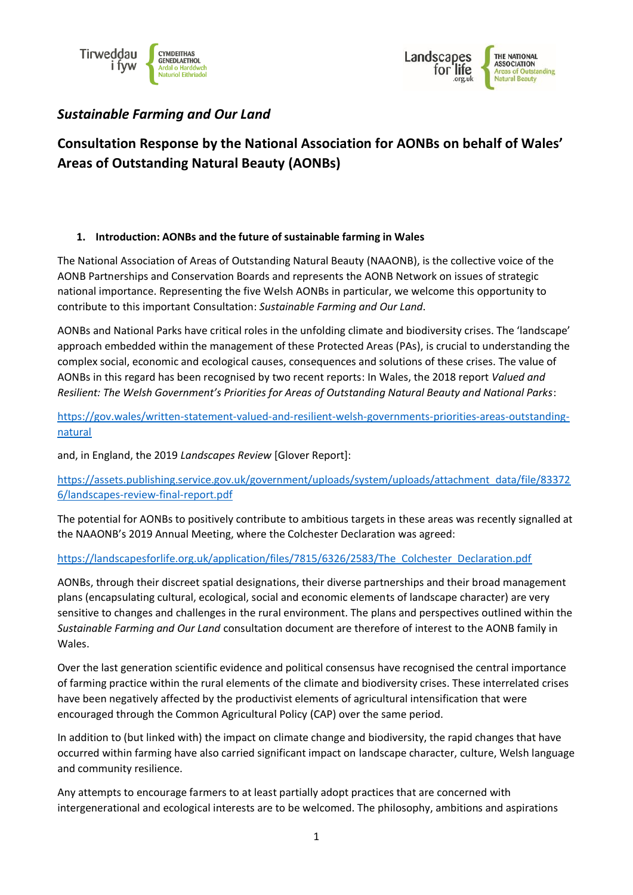*Sustainable Farming and Our Land*

# Consultation Response by the National Association for AONBs on behalf of Wales' Areas of Outstanding Natural Beauty (AONBs)

## 1. Introduction: AONBs and the future of sustainable farming in Wales

The National Association of Areas of Outstanding Natural Beauty (NAAONB), is the collective voice of the AONB Partnerships and Conservation Boards and represents the AONB Network on issues of strategic national importance. Representing the five Welsh AONBs in particular, we welcome this opportunity to contribute to this important Consultation: *Sustainable Farming and Our Land*.

AONBs and National Parks have critical roles in the unfolding climate and biodiversity crises. The 'landscape' approach embedded within the management of these Protected Areas (PAs), is crucial to understanding the complex social, economic and ecological causes, consequences and solutions of these crises. The value of AONBs in this regard has been recognised by two recent reports: In Wales, the 2018 report *Valued and Resilient: The Welsh Government's Priorities for Areas of Outstanding Natural Beauty and National Parks*:

https://gov.wales/written-statement-valued-and-resilient-welsh-governments-priorities-areas-outstanding-natural

and, in England, the 2019 *Landscapes Review* [Glover Report]:

https://assets.publishing.service.gov.uk/government/uploads/system/uploads/attachment_data/file/833726/landscapes-review-final-report.pdf

The potential for AONBs to positively contribute to ambitious targets in these areas was recently signalled at the NAAONB's 2019 Annual Meeting, where the Colchester Declaration was agreed:

https://landscapesforlife.org.uk/application/files/7815/6326/2583/The_Colchester_Declaration.pdf

AONBs, through their discreet spatial designations, their diverse partnerships and their broad management plans (encapsulating cultural, ecological, social and economic elements of landscape character) are very sensitive to changes and challenges in the rural environment. The plans and perspectives outlined within the *Sustainable Farming and Our Land* consultation document are therefore of interest to the AONB family in Wales.

Over the last generation scientific evidence and political consensus have recognised the central importance of farming practice within the rural elements of the climate and biodiversity crises. These interrelated crises have been negatively affected by the productivist elements of agricultural intensification that were encouraged through the Common Agricultural Policy (CAP) over the same period.

In addition to (but linked with) the impact on climate change and biodiversity, the rapid changes that have occurred within farming have also carried significant impact on landscape character, culture, Welsh language and community resilience.

Any attempts to encourage farmers to at least partially adopt practices that are concerned with intergenerational and ecological interests are to be welcomed. The philosophy, ambitions and aspirations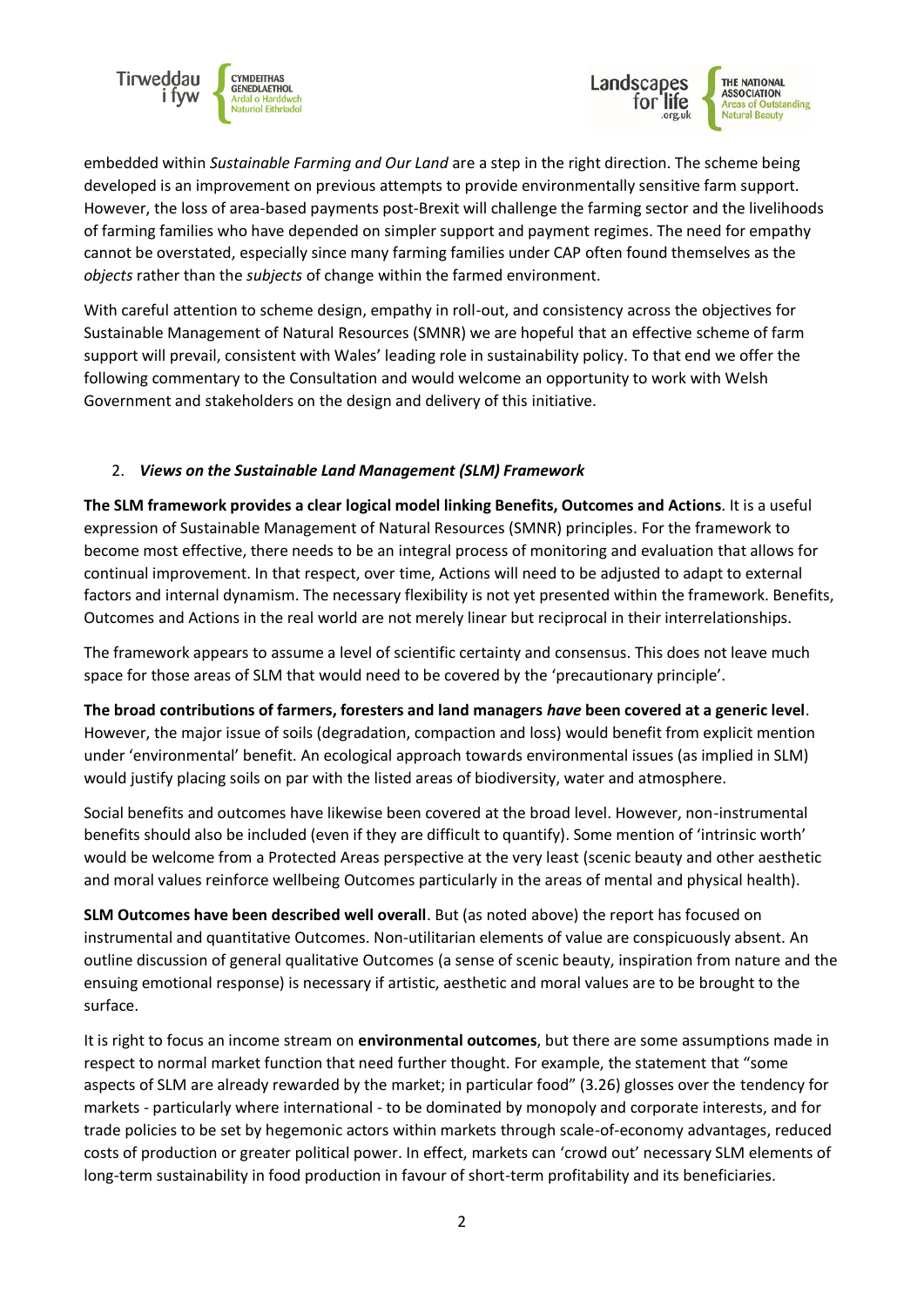embedded within *Sustainable Farming and Our Land* are a step in the right direction. The scheme being developed is an improvement on previous attempts to provide environmentally sensitive farm support. However, the loss of area-based payments post-Brexit will challenge the farming sector and the livelihoods of farming families who have depended on simpler support and payment regimes. The need for empathy cannot be overstated, especially since many farming families under CAP often found themselves as the *objects* rather than the *subjects* of change within the farmed environment.

With careful attention to scheme design, empathy in roll-out, and consistency across the objectives for Sustainable Management of Natural Resources (SMNR) we are hopeful that an effective scheme of farm support will prevail, consistent with Wales' leading role in sustainability policy. To that end we offer the following commentary to the Consultation and would welcome an opportunity to work with Welsh Government and stakeholders on the design and delivery of this initiative.

## 2. *Views on the Sustainable Land Management (SLM) Framework*

**The SLM framework provides a clear logical model linking Benefits, Outcomes and Actions**. It is a useful expression of Sustainable Management of Natural Resources (SMNR) principles. For the framework to become most effective, there needs to be an integral process of monitoring and evaluation that allows for continual improvement. In that respect, over time, Actions will need to be adjusted to adapt to external factors and internal dynamism. The necessary flexibility is not yet presented within the framework. Benefits, Outcomes and Actions in the real world are not merely linear but reciprocal in their interrelationships.

The framework appears to assume a level of scientific certainty and consensus. This does not leave much space for those areas of SLM that would need to be covered by the 'precautionary principle'.

**The broad contributions of farmers, foresters and land managers *have* been covered at a generic level**. However, the major issue of soils (degradation, compaction and loss) would benefit from explicit mention under 'environmental' benefit. An ecological approach towards environmental issues (as implied in SLM) would justify placing soils on par with the listed areas of biodiversity, water and atmosphere.

Social benefits and outcomes have likewise been covered at the broad level. However, non-instrumental benefits should also be included (even if they are difficult to quantify). Some mention of 'intrinsic worth' would be welcome from a Protected Areas perspective at the very least (scenic beauty and other aesthetic and moral values reinforce wellbeing Outcomes particularly in the areas of mental and physical health).

**SLM Outcomes have been described well overall**. But (as noted above) the report has focused on instrumental and quantitative Outcomes. Non-utilitarian elements of value are conspicuously absent. An outline discussion of general qualitative Outcomes (a sense of scenic beauty, inspiration from nature and the ensuing emotional response) is necessary if artistic, aesthetic and moral values are to be brought to the surface.

It is right to focus an income stream on **environmental outcomes**, but there are some assumptions made in respect to normal market function that need further thought. For example, the statement that "some aspects of SLM are already rewarded by the market; in particular food" (3.26) glosses over the tendency for markets - particularly where international - to be dominated by monopoly and corporate interests, and for trade policies to be set by hegemonic actors within markets through scale-of-economy advantages, reduced costs of production or greater political power. In effect, markets can 'crowd out' necessary SLM elements of long-term sustainability in food production in favour of short-term profitability and its beneficiaries.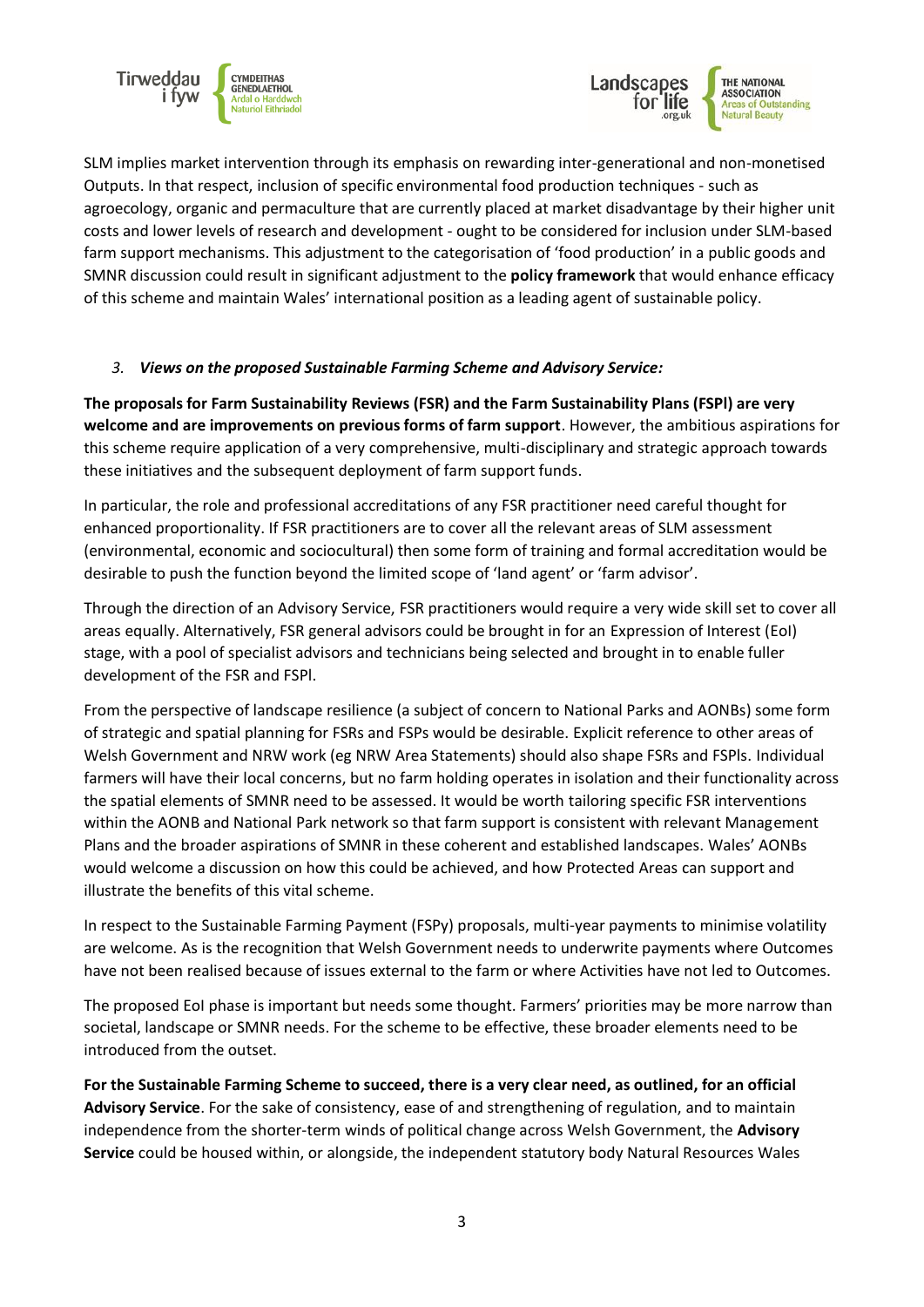SLM implies market intervention through its emphasis on rewarding inter-generational and non-monetised Outputs. In that respect, inclusion of specific environmental food production techniques - such as agroecology, organic and permaculture that are currently placed at market disadvantage by their higher unit costs and lower levels of research and development - ought to be considered for inclusion under SLM-based farm support mechanisms. This adjustment to the categorisation of 'food production' in a public goods and SMNR discussion could result in significant adjustment to the **policy framework** that would enhance efficacy of this scheme and maintain Wales' international position as a leading agent of sustainable policy.

3. ***Views on the proposed Sustainable Farming Scheme and Advisory Service:***

**The proposals for Farm Sustainability Reviews (FSR) and the Farm Sustainability Plans (FSPl) are very welcome and are improvements on previous forms of farm support**. However, the ambitious aspirations for this scheme require application of a very comprehensive, multi-disciplinary and strategic approach towards these initiatives and the subsequent deployment of farm support funds.

In particular, the role and professional accreditations of any FSR practitioner need careful thought for enhanced proportionality. If FSR practitioners are to cover all the relevant areas of SLM assessment (environmental, economic and sociocultural) then some form of training and formal accreditation would be desirable to push the function beyond the limited scope of 'land agent' or 'farm advisor'.

Through the direction of an Advisory Service, FSR practitioners would require a very wide skill set to cover all areas equally. Alternatively, FSR general advisors could be brought in for an Expression of Interest (EoI) stage, with a pool of specialist advisors and technicians being selected and brought in to enable fuller development of the FSR and FSPl.

From the perspective of landscape resilience (a subject of concern to National Parks and AONBs) some form of strategic and spatial planning for FSRs and FSPs would be desirable. Explicit reference to other areas of Welsh Government and NRW work (eg NRW Area Statements) should also shape FSRs and FSPls. Individual farmers will have their local concerns, but no farm holding operates in isolation and their functionality across the spatial elements of SMNR need to be assessed. It would be worth tailoring specific FSR interventions within the AONB and National Park network so that farm support is consistent with relevant Management Plans and the broader aspirations of SMNR in these coherent and established landscapes. Wales' AONBs would welcome a discussion on how this could be achieved, and how Protected Areas can support and illustrate the benefits of this vital scheme.

In respect to the Sustainable Farming Payment (FSPy) proposals, multi-year payments to minimise volatility are welcome. As is the recognition that Welsh Government needs to underwrite payments where Outcomes have not been realised because of issues external to the farm or where Activities have not led to Outcomes.

The proposed EoI phase is important but needs some thought. Farmers' priorities may be more narrow than societal, landscape or SMNR needs. For the scheme to be effective, these broader elements need to be introduced from the outset.

**For the Sustainable Farming Scheme to succeed, there is a very clear need, as outlined, for an official Advisory Service**. For the sake of consistency, ease of and strengthening of regulation, and to maintain independence from the shorter-term winds of political change across Welsh Government, the **Advisory Service** could be housed within, or alongside, the independent statutory body Natural Resources Wales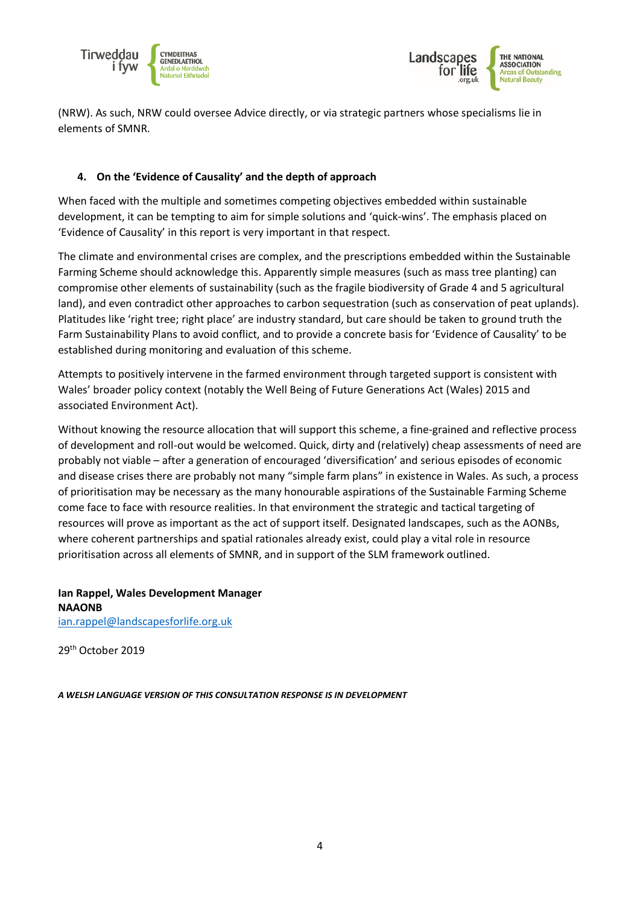(NRW). As such, NRW could oversee Advice directly, or via strategic partners whose specialisms lie in elements of SMNR.

#### 4. On the 'Evidence of Causality' and the depth of approach

When faced with the multiple and sometimes competing objectives embedded within sustainable development, it can be tempting to aim for simple solutions and 'quick-wins'. The emphasis placed on 'Evidence of Causality' in this report is very important in that respect.

The climate and environmental crises are complex, and the prescriptions embedded within the Sustainable Farming Scheme should acknowledge this. Apparently simple measures (such as mass tree planting) can compromise other elements of sustainability (such as the fragile biodiversity of Grade 4 and 5 agricultural land), and even contradict other approaches to carbon sequestration (such as conservation of peat uplands). Platitudes like 'right tree; right place' are industry standard, but care should be taken to ground truth the Farm Sustainability Plans to avoid conflict, and to provide a concrete basis for 'Evidence of Causality' to be established during monitoring and evaluation of this scheme.

Attempts to positively intervene in the farmed environment through targeted support is consistent with Wales' broader policy context (notably the Well Being of Future Generations Act (Wales) 2015 and associated Environment Act).

Without knowing the resource allocation that will support this scheme, a fine-grained and reflective process of development and roll-out would be welcomed. Quick, dirty and (relatively) cheap assessments of need are probably not viable – after a generation of encouraged 'diversification' and serious episodes of economic and disease crises there are probably not many "simple farm plans" in existence in Wales. As such, a process of prioritisation may be necessary as the many honourable aspirations of the Sustainable Farming Scheme come face to face with resource realities. In that environment the strategic and tactical targeting of resources will prove as important as the act of support itself. Designated landscapes, such as the AONBs, where coherent partnerships and spatial rationales already exist, could play a vital role in resource prioritisation across all elements of SMNR, and in support of the SLM framework outlined.

**Ian Rappel, Wales Development Manager**
**NAAONB**
ian.rappel@landscapesforlife.org.uk

29th October 2019

***A WELSH LANGUAGE VERSION OF THIS CONSULTATION RESPONSE IS IN DEVELOPMENT***